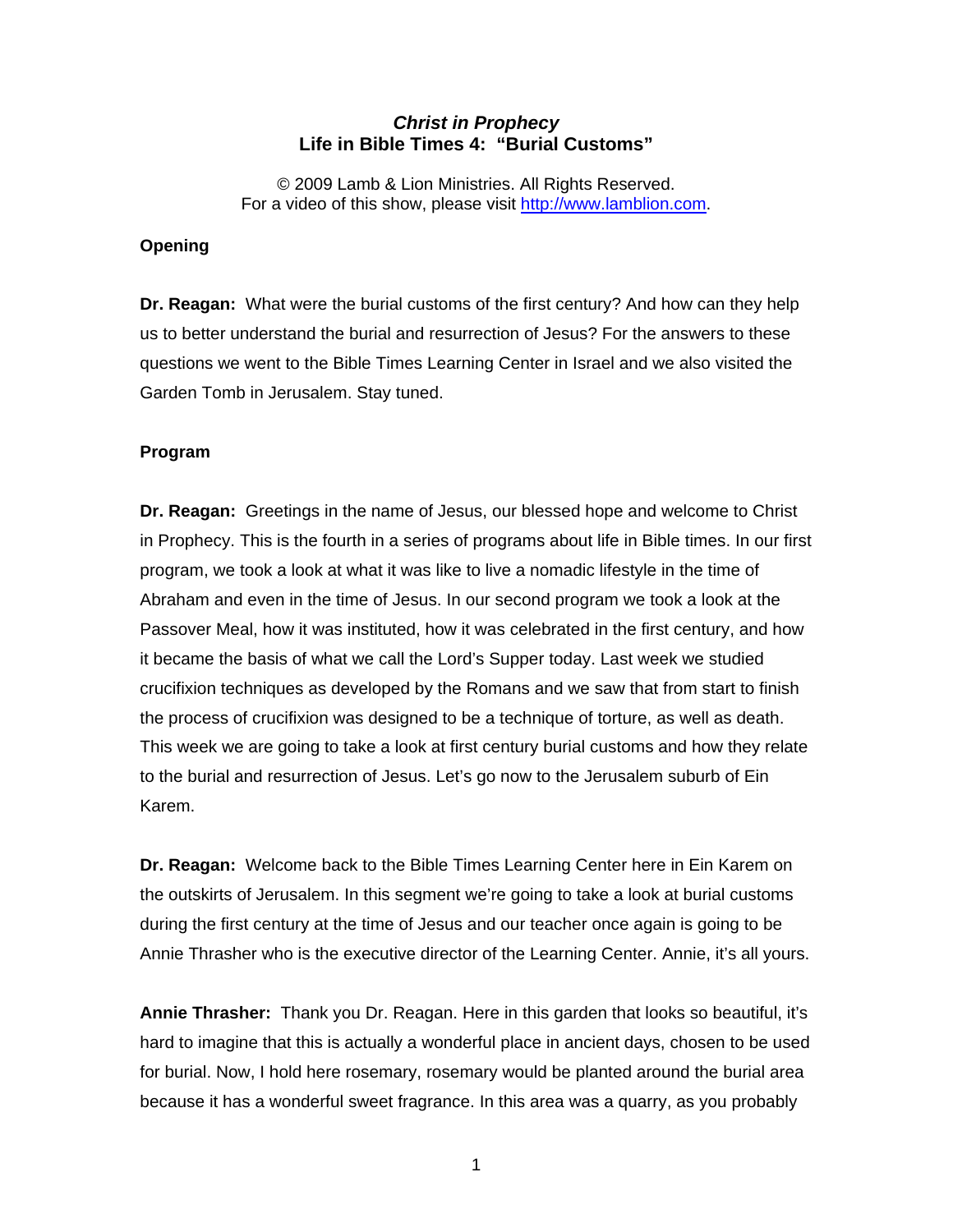***Christ in Prophecy***
**Life in Bible Times 4: "Burial Customs"**

© 2009 Lamb & Lion Ministries. All Rights Reserved.
For a video of this show, please visit http://www.lamblion.com.

**Opening**

**Dr. Reagan:** What were the burial customs of the first century? And how can they help us to better understand the burial and resurrection of Jesus? For the answers to these questions we went to the Bible Times Learning Center in Israel and we also visited the Garden Tomb in Jerusalem. Stay tuned.

**Program**

**Dr. Reagan:** Greetings in the name of Jesus, our blessed hope and welcome to Christ in Prophecy. This is the fourth in a series of programs about life in Bible times. In our first program, we took a look at what it was like to live a nomadic lifestyle in the time of Abraham and even in the time of Jesus. In our second program we took a look at the Passover Meal, how it was instituted, how it was celebrated in the first century, and how it became the basis of what we call the Lord's Supper today. Last week we studied crucifixion techniques as developed by the Romans and we saw that from start to finish the process of crucifixion was designed to be a technique of torture, as well as death. This week we are going to take a look at first century burial customs and how they relate to the burial and resurrection of Jesus. Let's go now to the Jerusalem suburb of Ein Karem.

**Dr. Reagan:** Welcome back to the Bible Times Learning Center here in Ein Karem on the outskirts of Jerusalem. In this segment we're going to take a look at burial customs during the first century at the time of Jesus and our teacher once again is going to be Annie Thrasher who is the executive director of the Learning Center. Annie, it's all yours.

**Annie Thrasher:** Thank you Dr. Reagan. Here in this garden that looks so beautiful, it's hard to imagine that this is actually a wonderful place in ancient days, chosen to be used for burial. Now, I hold here rosemary, rosemary would be planted around the burial area because it has a wonderful sweet fragrance. In this area was a quarry, as you probably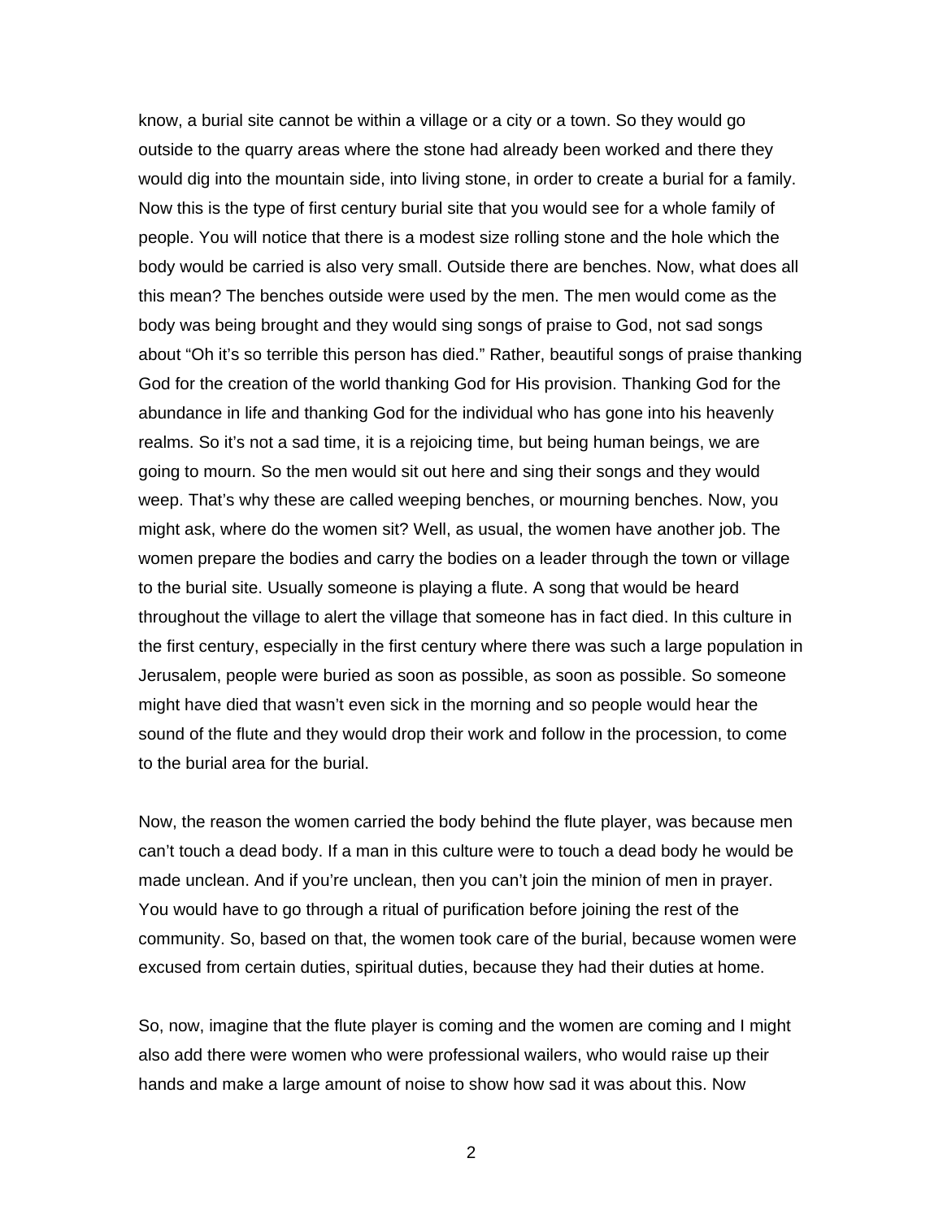know, a burial site cannot be within a village or a city or a town. So they would go outside to the quarry areas where the stone had already been worked and there they would dig into the mountain side, into living stone, in order to create a burial for a family. Now this is the type of first century burial site that you would see for a whole family of people. You will notice that there is a modest size rolling stone and the hole which the body would be carried is also very small. Outside there are benches. Now, what does all this mean? The benches outside were used by the men. The men would come as the body was being brought and they would sing songs of praise to God, not sad songs about "Oh it's so terrible this person has died." Rather, beautiful songs of praise thanking God for the creation of the world thanking God for His provision. Thanking God for the abundance in life and thanking God for the individual who has gone into his heavenly realms. So it's not a sad time, it is a rejoicing time, but being human beings, we are going to mourn. So the men would sit out here and sing their songs and they would weep. That's why these are called weeping benches, or mourning benches. Now, you might ask, where do the women sit? Well, as usual, the women have another job. The women prepare the bodies and carry the bodies on a leader through the town or village to the burial site. Usually someone is playing a flute. A song that would be heard throughout the village to alert the village that someone has in fact died. In this culture in the first century, especially in the first century where there was such a large population in Jerusalem, people were buried as soon as possible, as soon as possible. So someone might have died that wasn't even sick in the morning and so people would hear the sound of the flute and they would drop their work and follow in the procession, to come to the burial area for the burial.

Now, the reason the women carried the body behind the flute player, was because men can't touch a dead body. If a man in this culture were to touch a dead body he would be made unclean. And if you're unclean, then you can't join the minion of men in prayer. You would have to go through a ritual of purification before joining the rest of the community. So, based on that, the women took care of the burial, because women were excused from certain duties, spiritual duties, because they had their duties at home.

So, now, imagine that the flute player is coming and the women are coming and I might also add there were women who were professional wailers, who would raise up their hands and make a large amount of noise to show how sad it was about this. Now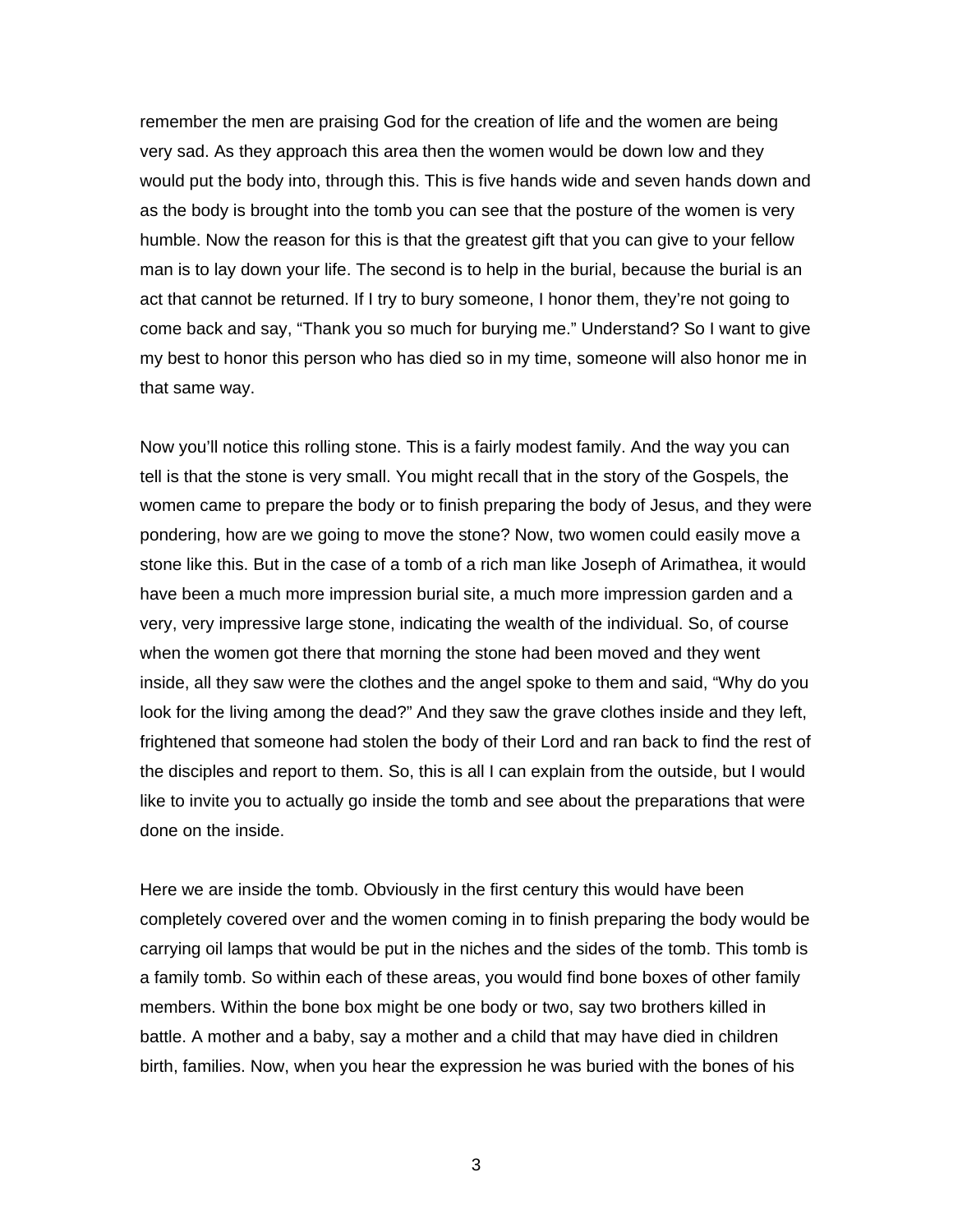remember the men are praising God for the creation of life and the women are being very sad. As they approach this area then the women would be down low and they would put the body into, through this. This is five hands wide and seven hands down and as the body is brought into the tomb you can see that the posture of the women is very humble. Now the reason for this is that the greatest gift that you can give to your fellow man is to lay down your life. The second is to help in the burial, because the burial is an act that cannot be returned. If I try to bury someone, I honor them, they're not going to come back and say, "Thank you so much for burying me." Understand? So I want to give my best to honor this person who has died so in my time, someone will also honor me in that same way.

Now you'll notice this rolling stone. This is a fairly modest family. And the way you can tell is that the stone is very small. You might recall that in the story of the Gospels, the women came to prepare the body or to finish preparing the body of Jesus, and they were pondering, how are we going to move the stone? Now, two women could easily move a stone like this. But in the case of a tomb of a rich man like Joseph of Arimathea, it would have been a much more impression burial site, a much more impression garden and a very, very impressive large stone, indicating the wealth of the individual. So, of course when the women got there that morning the stone had been moved and they went inside, all they saw were the clothes and the angel spoke to them and said, "Why do you look for the living among the dead?" And they saw the grave clothes inside and they left, frightened that someone had stolen the body of their Lord and ran back to find the rest of the disciples and report to them. So, this is all I can explain from the outside, but I would like to invite you to actually go inside the tomb and see about the preparations that were done on the inside.

Here we are inside the tomb. Obviously in the first century this would have been completely covered over and the women coming in to finish preparing the body would be carrying oil lamps that would be put in the niches and the sides of the tomb. This tomb is a family tomb. So within each of these areas, you would find bone boxes of other family members. Within the bone box might be one body or two, say two brothers killed in battle. A mother and a baby, say a mother and a child that may have died in children birth, families. Now, when you hear the expression he was buried with the bones of his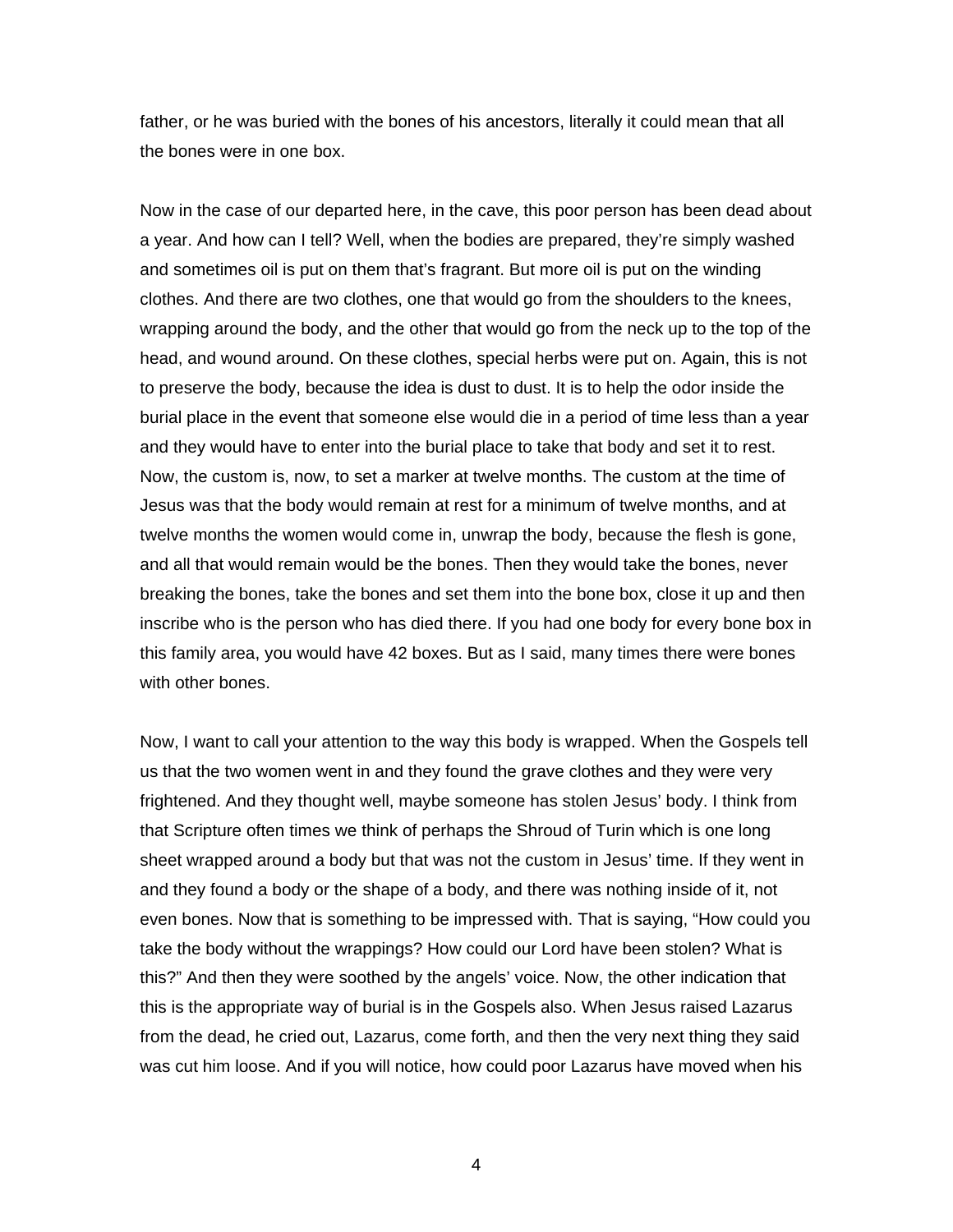father, or he was buried with the bones of his ancestors, literally it could mean that all the bones were in one box.

Now in the case of our departed here, in the cave, this poor person has been dead about a year. And how can I tell? Well, when the bodies are prepared, they're simply washed and sometimes oil is put on them that's fragrant. But more oil is put on the winding clothes. And there are two clothes, one that would go from the shoulders to the knees, wrapping around the body, and the other that would go from the neck up to the top of the head, and wound around. On these clothes, special herbs were put on. Again, this is not to preserve the body, because the idea is dust to dust. It is to help the odor inside the burial place in the event that someone else would die in a period of time less than a year and they would have to enter into the burial place to take that body and set it to rest. Now, the custom is, now, to set a marker at twelve months. The custom at the time of Jesus was that the body would remain at rest for a minimum of twelve months, and at twelve months the women would come in, unwrap the body, because the flesh is gone, and all that would remain would be the bones. Then they would take the bones, never breaking the bones, take the bones and set them into the bone box, close it up and then inscribe who is the person who has died there. If you had one body for every bone box in this family area, you would have 42 boxes. But as I said, many times there were bones with other bones.

Now, I want to call your attention to the way this body is wrapped. When the Gospels tell us that the two women went in and they found the grave clothes and they were very frightened. And they thought well, maybe someone has stolen Jesus' body. I think from that Scripture often times we think of perhaps the Shroud of Turin which is one long sheet wrapped around a body but that was not the custom in Jesus' time. If they went in and they found a body or the shape of a body, and there was nothing inside of it, not even bones. Now that is something to be impressed with. That is saying, "How could you take the body without the wrappings? How could our Lord have been stolen? What is this?" And then they were soothed by the angels' voice. Now, the other indication that this is the appropriate way of burial is in the Gospels also. When Jesus raised Lazarus from the dead, he cried out, Lazarus, come forth, and then the very next thing they said was cut him loose. And if you will notice, how could poor Lazarus have moved when his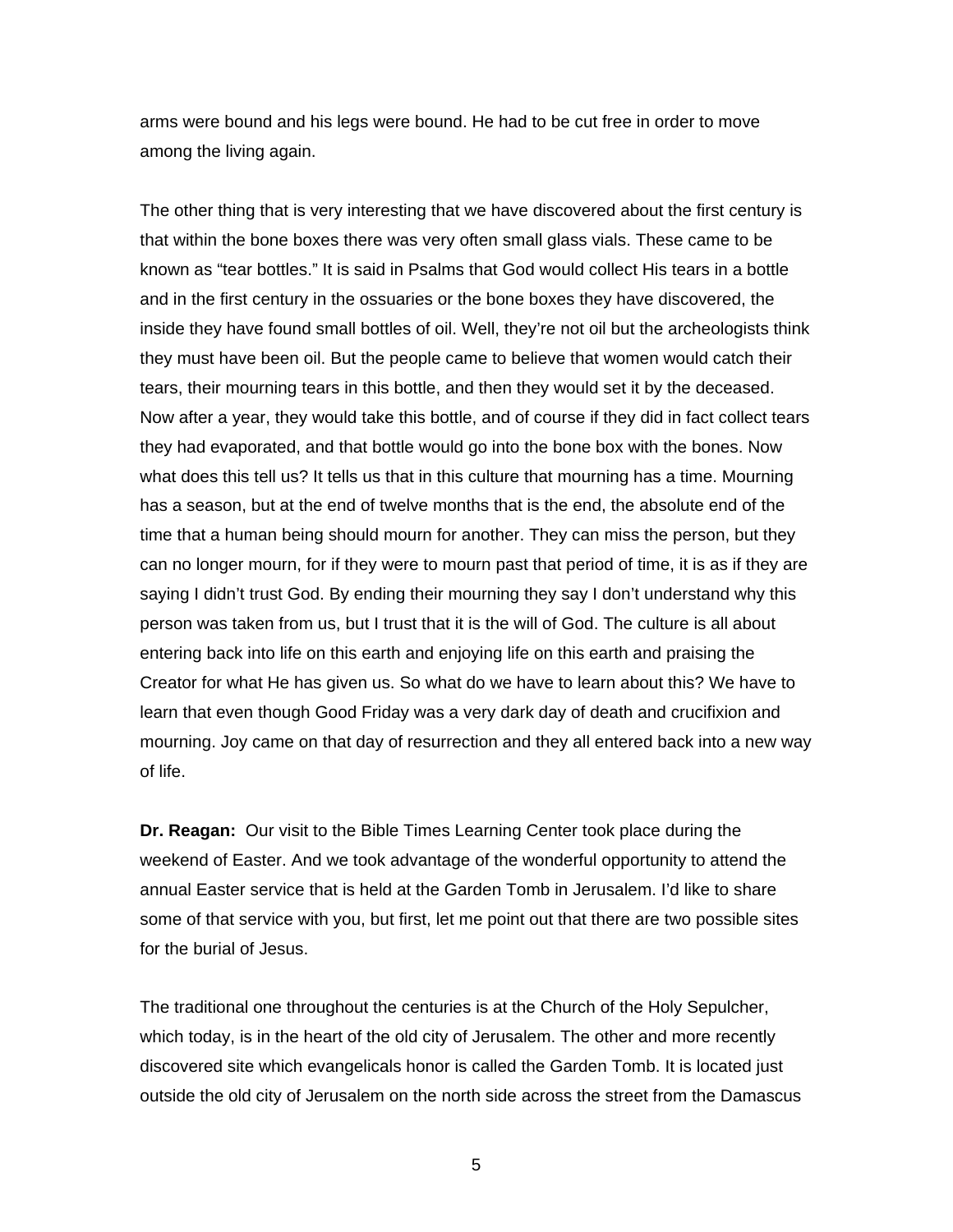arms were bound and his legs were bound. He had to be cut free in order to move among the living again.

The other thing that is very interesting that we have discovered about the first century is that within the bone boxes there was very often small glass vials. These came to be known as "tear bottles." It is said in Psalms that God would collect His tears in a bottle and in the first century in the ossuaries or the bone boxes they have discovered, the inside they have found small bottles of oil. Well, they're not oil but the archeologists think they must have been oil. But the people came to believe that women would catch their tears, their mourning tears in this bottle, and then they would set it by the deceased. Now after a year, they would take this bottle, and of course if they did in fact collect tears they had evaporated, and that bottle would go into the bone box with the bones. Now what does this tell us? It tells us that in this culture that mourning has a time. Mourning has a season, but at the end of twelve months that is the end, the absolute end of the time that a human being should mourn for another. They can miss the person, but they can no longer mourn, for if they were to mourn past that period of time, it is as if they are saying I didn't trust God. By ending their mourning they say I don't understand why this person was taken from us, but I trust that it is the will of God. The culture is all about entering back into life on this earth and enjoying life on this earth and praising the Creator for what He has given us. So what do we have to learn about this? We have to learn that even though Good Friday was a very dark day of death and crucifixion and mourning. Joy came on that day of resurrection and they all entered back into a new way of life.

**Dr. Reagan:** Our visit to the Bible Times Learning Center took place during the weekend of Easter. And we took advantage of the wonderful opportunity to attend the annual Easter service that is held at the Garden Tomb in Jerusalem. I'd like to share some of that service with you, but first, let me point out that there are two possible sites for the burial of Jesus.

The traditional one throughout the centuries is at the Church of the Holy Sepulcher, which today, is in the heart of the old city of Jerusalem. The other and more recently discovered site which evangelicals honor is called the Garden Tomb. It is located just outside the old city of Jerusalem on the north side across the street from the Damascus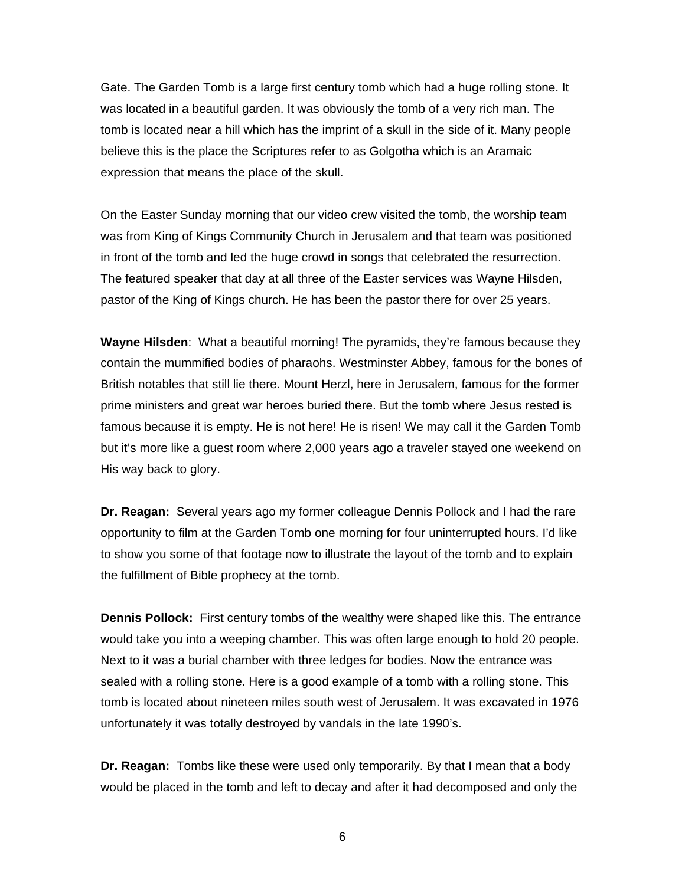Gate. The Garden Tomb is a large first century tomb which had a huge rolling stone. It was located in a beautiful garden. It was obviously the tomb of a very rich man. The tomb is located near a hill which has the imprint of a skull in the side of it. Many people believe this is the place the Scriptures refer to as Golgotha which is an Aramaic expression that means the place of the skull.

On the Easter Sunday morning that our video crew visited the tomb, the worship team was from King of Kings Community Church in Jerusalem and that team was positioned in front of the tomb and led the huge crowd in songs that celebrated the resurrection. The featured speaker that day at all three of the Easter services was Wayne Hilsden, pastor of the King of Kings church. He has been the pastor there for over 25 years.

**Wayne Hilsden**: What a beautiful morning! The pyramids, they're famous because they contain the mummified bodies of pharaohs. Westminster Abbey, famous for the bones of British notables that still lie there. Mount Herzl, here in Jerusalem, famous for the former prime ministers and great war heroes buried there. But the tomb where Jesus rested is famous because it is empty. He is not here! He is risen! We may call it the Garden Tomb but it's more like a guest room where 2,000 years ago a traveler stayed one weekend on His way back to glory.

**Dr. Reagan:** Several years ago my former colleague Dennis Pollock and I had the rare opportunity to film at the Garden Tomb one morning for four uninterrupted hours. I'd like to show you some of that footage now to illustrate the layout of the tomb and to explain the fulfillment of Bible prophecy at the tomb.

**Dennis Pollock:** First century tombs of the wealthy were shaped like this. The entrance would take you into a weeping chamber. This was often large enough to hold 20 people. Next to it was a burial chamber with three ledges for bodies. Now the entrance was sealed with a rolling stone. Here is a good example of a tomb with a rolling stone. This tomb is located about nineteen miles south west of Jerusalem. It was excavated in 1976 unfortunately it was totally destroyed by vandals in the late 1990's.

**Dr. Reagan:** Tombs like these were used only temporarily. By that I mean that a body would be placed in the tomb and left to decay and after it had decomposed and only the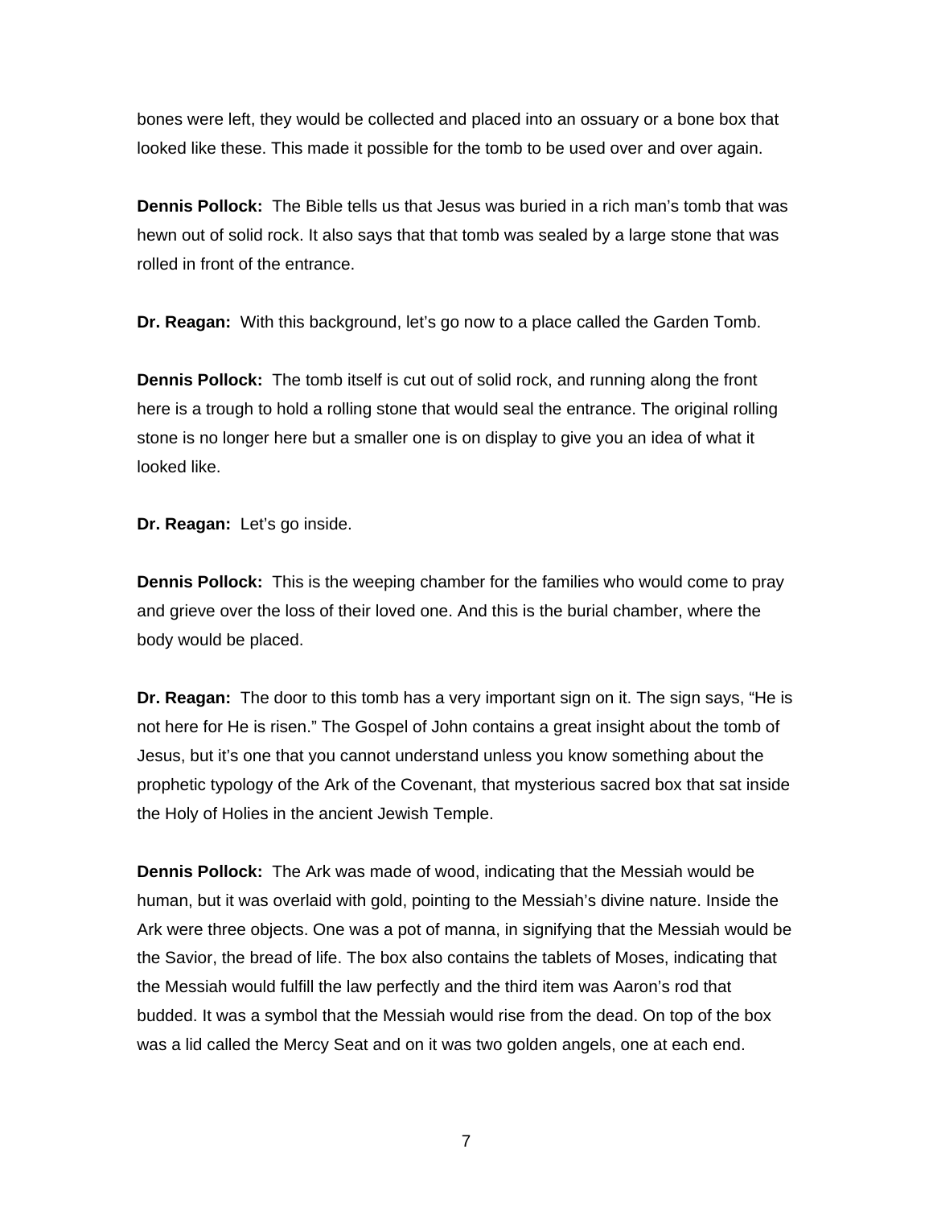bones were left, they would be collected and placed into an ossuary or a bone box that looked like these. This made it possible for the tomb to be used over and over again.

**Dennis Pollock:** The Bible tells us that Jesus was buried in a rich man's tomb that was hewn out of solid rock. It also says that that tomb was sealed by a large stone that was rolled in front of the entrance.

**Dr. Reagan:** With this background, let's go now to a place called the Garden Tomb.

**Dennis Pollock:** The tomb itself is cut out of solid rock, and running along the front here is a trough to hold a rolling stone that would seal the entrance. The original rolling stone is no longer here but a smaller one is on display to give you an idea of what it looked like.

**Dr. Reagan:** Let's go inside.

**Dennis Pollock:** This is the weeping chamber for the families who would come to pray and grieve over the loss of their loved one. And this is the burial chamber, where the body would be placed.

**Dr. Reagan:** The door to this tomb has a very important sign on it. The sign says, "He is not here for He is risen." The Gospel of John contains a great insight about the tomb of Jesus, but it's one that you cannot understand unless you know something about the prophetic typology of the Ark of the Covenant, that mysterious sacred box that sat inside the Holy of Holies in the ancient Jewish Temple.

**Dennis Pollock:** The Ark was made of wood, indicating that the Messiah would be human, but it was overlaid with gold, pointing to the Messiah's divine nature. Inside the Ark were three objects. One was a pot of manna, in signifying that the Messiah would be the Savior, the bread of life. The box also contains the tablets of Moses, indicating that the Messiah would fulfill the law perfectly and the third item was Aaron's rod that budded. It was a symbol that the Messiah would rise from the dead. On top of the box was a lid called the Mercy Seat and on it was two golden angels, one at each end.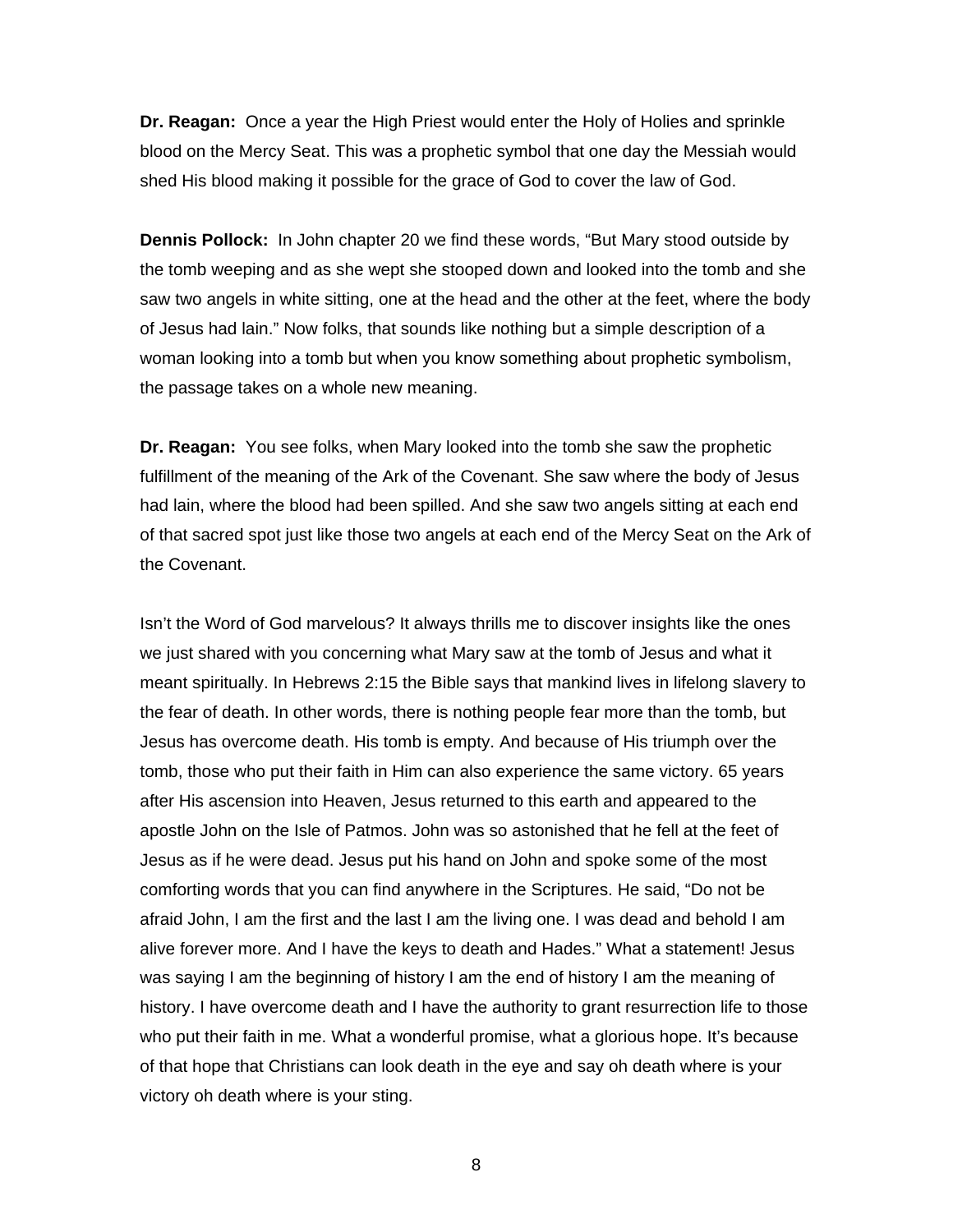**Dr. Reagan:** Once a year the High Priest would enter the Holy of Holies and sprinkle blood on the Mercy Seat. This was a prophetic symbol that one day the Messiah would shed His blood making it possible for the grace of God to cover the law of God.

**Dennis Pollock:** In John chapter 20 we find these words, "But Mary stood outside by the tomb weeping and as she wept she stooped down and looked into the tomb and she saw two angels in white sitting, one at the head and the other at the feet, where the body of Jesus had lain." Now folks, that sounds like nothing but a simple description of a woman looking into a tomb but when you know something about prophetic symbolism, the passage takes on a whole new meaning.

**Dr. Reagan:** You see folks, when Mary looked into the tomb she saw the prophetic fulfillment of the meaning of the Ark of the Covenant. She saw where the body of Jesus had lain, where the blood had been spilled. And she saw two angels sitting at each end of that sacred spot just like those two angels at each end of the Mercy Seat on the Ark of the Covenant.

Isn't the Word of God marvelous? It always thrills me to discover insights like the ones we just shared with you concerning what Mary saw at the tomb of Jesus and what it meant spiritually. In Hebrews 2:15 the Bible says that mankind lives in lifelong slavery to the fear of death. In other words, there is nothing people fear more than the tomb, but Jesus has overcome death. His tomb is empty. And because of His triumph over the tomb, those who put their faith in Him can also experience the same victory. 65 years after His ascension into Heaven, Jesus returned to this earth and appeared to the apostle John on the Isle of Patmos. John was so astonished that he fell at the feet of Jesus as if he were dead. Jesus put his hand on John and spoke some of the most comforting words that you can find anywhere in the Scriptures. He said, "Do not be afraid John, I am the first and the last I am the living one. I was dead and behold I am alive forever more. And I have the keys to death and Hades." What a statement! Jesus was saying I am the beginning of history I am the end of history I am the meaning of history. I have overcome death and I have the authority to grant resurrection life to those who put their faith in me. What a wonderful promise, what a glorious hope. It's because of that hope that Christians can look death in the eye and say oh death where is your victory oh death where is your sting.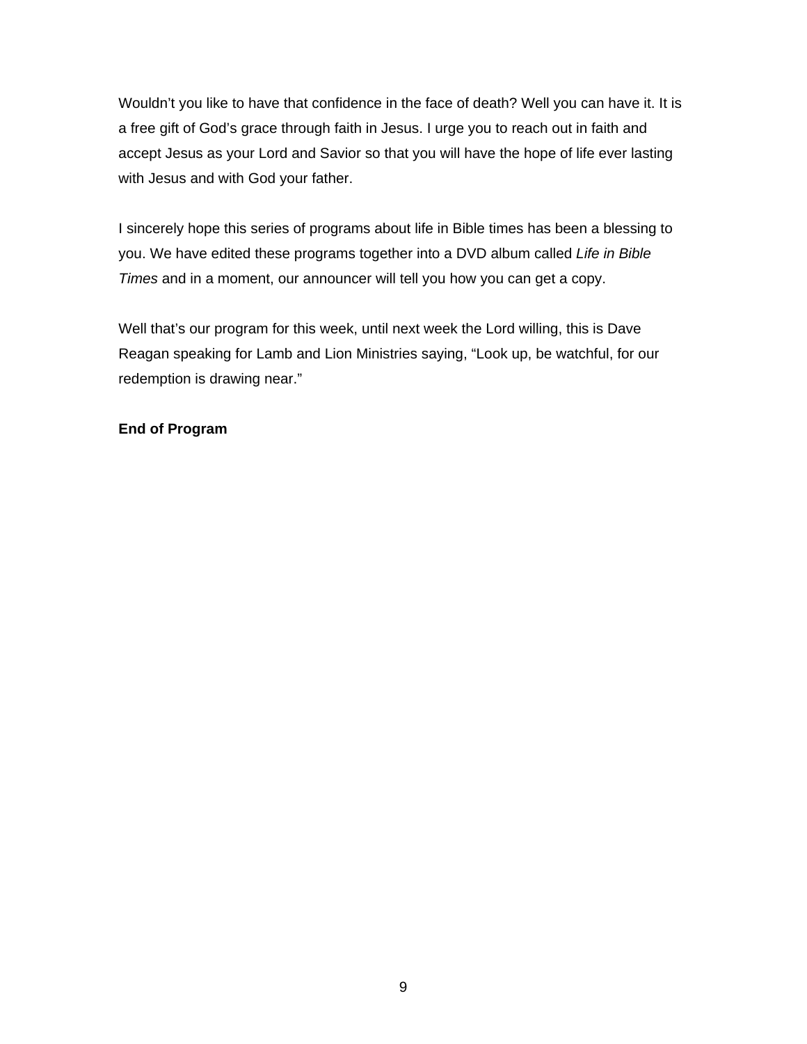Wouldn't you like to have that confidence in the face of death? Well you can have it. It is a free gift of God's grace through faith in Jesus. I urge you to reach out in faith and accept Jesus as your Lord and Savior so that you will have the hope of life ever lasting with Jesus and with God your father.

I sincerely hope this series of programs about life in Bible times has been a blessing to you. We have edited these programs together into a DVD album called *Life in Bible Times* and in a moment, our announcer will tell you how you can get a copy.

Well that's our program for this week, until next week the Lord willing, this is Dave Reagan speaking for Lamb and Lion Ministries saying, "Look up, be watchful, for our redemption is drawing near."

**End of Program**